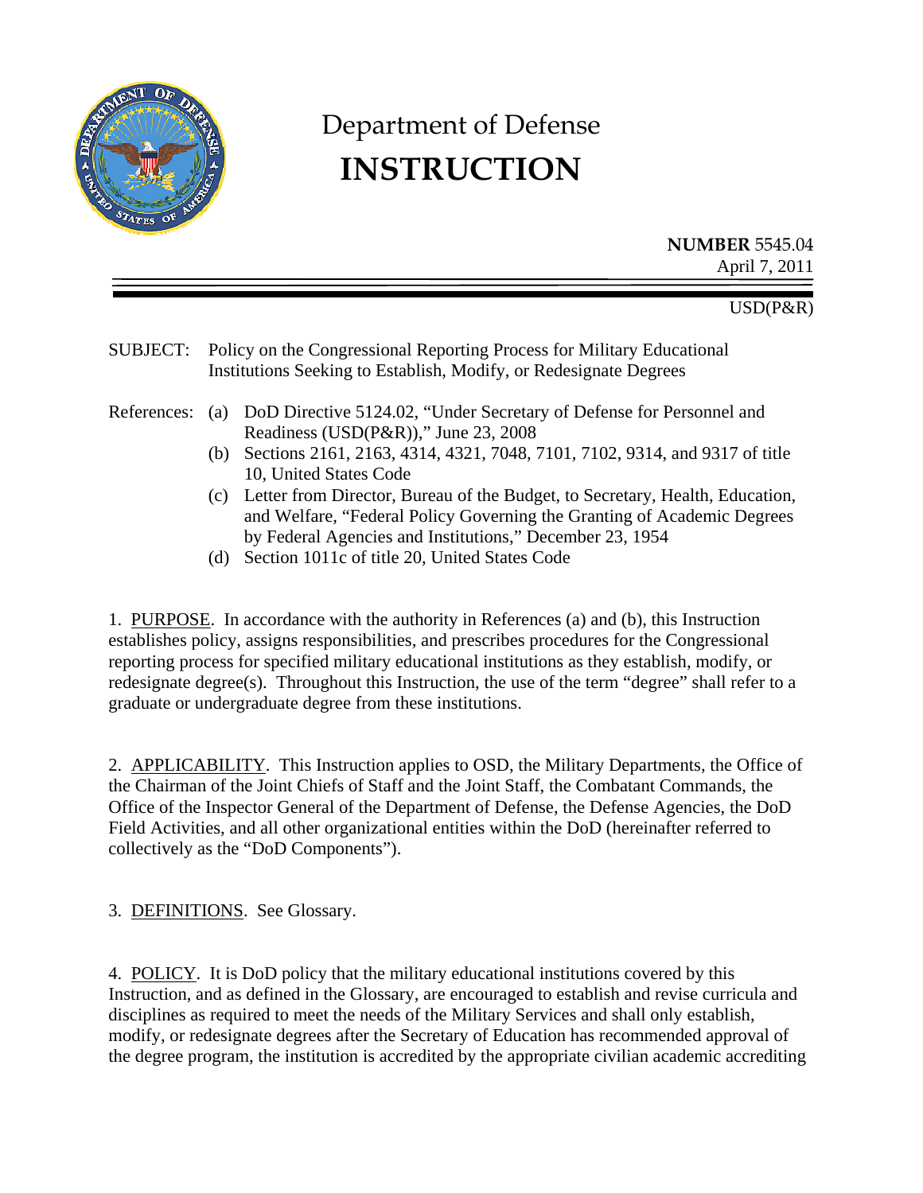# Department of Defense
# INSTRUCTION

**NUMBER** 5545.04
April 7, 2011

USD(P&R)

SUBJECT: Policy on the Congressional Reporting Process for Military Educational Institutions Seeking to Establish, Modify, or Redesignate Degrees

References:
(a) DoD Directive 5124.02, "Under Secretary of Defense for Personnel and Readiness (USD(P&R))," June 23, 2008
(b) Sections 2161, 2163, 4314, 4321, 7048, 7101, 7102, 9314, and 9317 of title 10, United States Code
(c) Letter from Director, Bureau of the Budget, to Secretary, Health, Education, and Welfare, "Federal Policy Governing the Granting of Academic Degrees by Federal Agencies and Institutions," December 23, 1954
(d) Section 1011c of title 20, United States Code

1. PURPOSE. In accordance with the authority in References (a) and (b), this Instruction establishes policy, assigns responsibilities, and prescribes procedures for the Congressional reporting process for specified military educational institutions as they establish, modify, or redesignate degree(s). Throughout this Instruction, the use of the term "degree" shall refer to a graduate or undergraduate degree from these institutions.

2. APPLICABILITY. This Instruction applies to OSD, the Military Departments, the Office of the Chairman of the Joint Chiefs of Staff and the Joint Staff, the Combatant Commands, the Office of the Inspector General of the Department of Defense, the Defense Agencies, the DoD Field Activities, and all other organizational entities within the DoD (hereinafter referred to collectively as the "DoD Components").

3. DEFINITIONS. See Glossary.

4. POLICY. It is DoD policy that the military educational institutions covered by this Instruction, and as defined in the Glossary, are encouraged to establish and revise curricula and disciplines as required to meet the needs of the Military Services and shall only establish, modify, or redesignate degrees after the Secretary of Education has recommended approval of the degree program, the institution is accredited by the appropriate civilian academic accrediting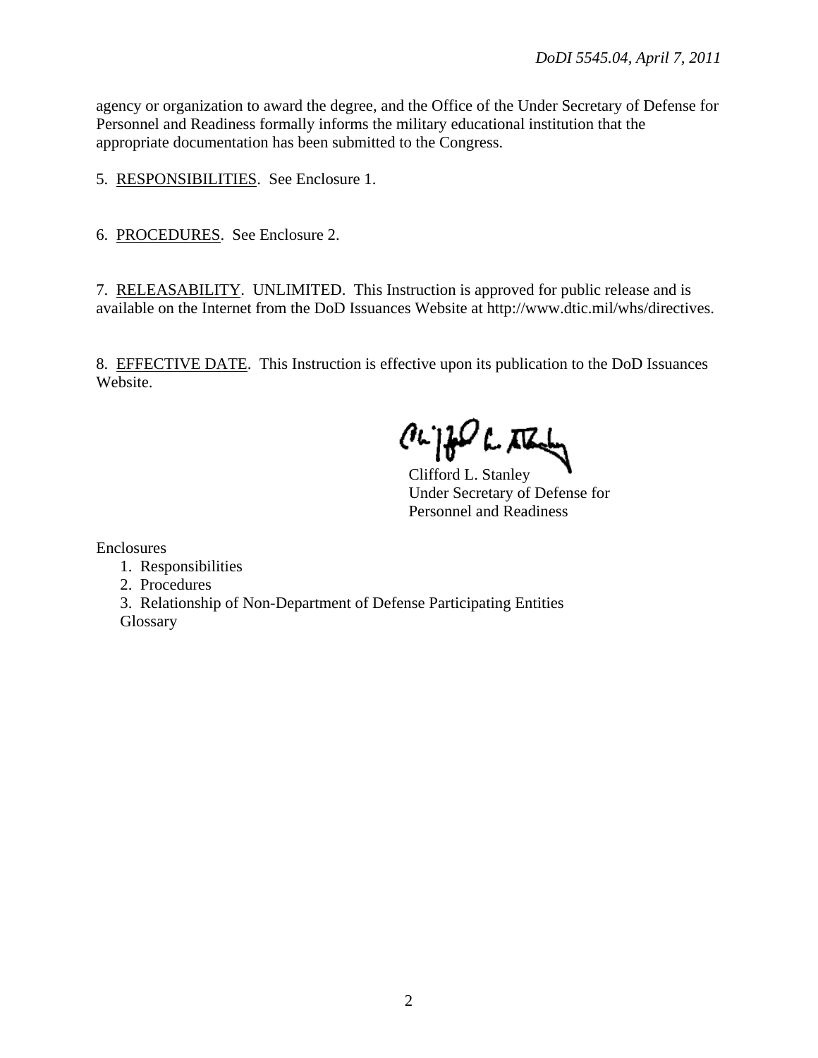agency or organization to award the degree, and the Office of the Under Secretary of Defense for Personnel and Readiness formally informs the military educational institution that the appropriate documentation has been submitted to the Congress.

5. RESPONSIBILITIES. See Enclosure 1.

6. PROCEDURES. See Enclosure 2.

7. RELEASABILITY. UNLIMITED. This Instruction is approved for public release and is available on the Internet from the DoD Issuances Website at http://www.dtic.mil/whs/directives.

8. EFFECTIVE DATE. This Instruction is effective upon its publication to the DoD Issuances Website.

Clifford L. Stanley
Under Secretary of Defense for
Personnel and Readiness

Enclosures

1. Responsibilities
2. Procedures
3. Relationship of Non-Department of Defense Participating Entities

Glossary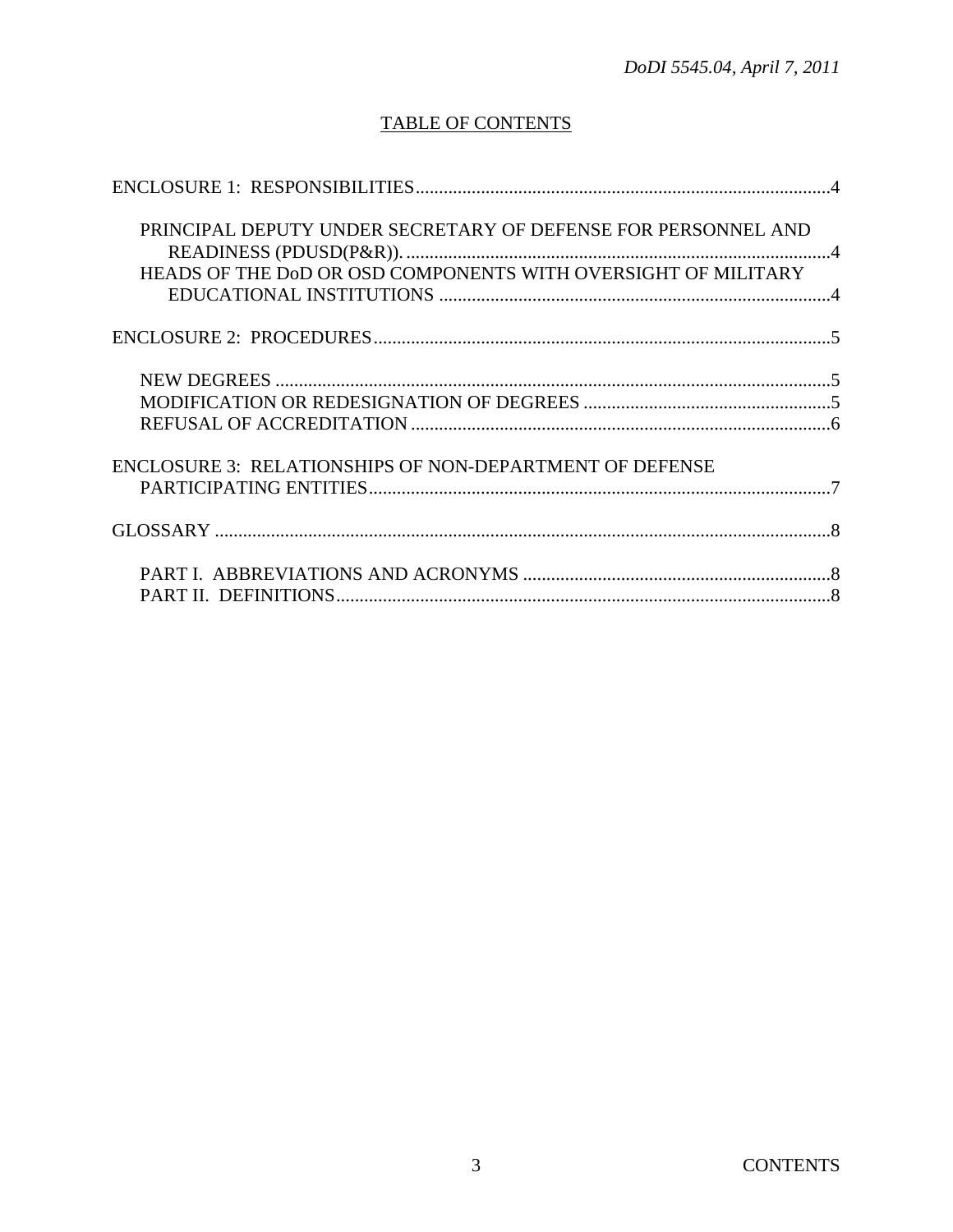## TABLE OF CONTENTS

ENCLOSURE 1: RESPONSIBILITIES........................................................................................4

- PRINCIPAL DEPUTY UNDER SECRETARY OF DEFENSE FOR PERSONNEL AND READINESS (PDUSD(P&R)). ..........................................................................................4
- HEADS OF THE DoD OR OSD COMPONENTS WITH OVERSIGHT OF MILITARY EDUCATIONAL INSTITUTIONS ....................................................................................4

ENCLOSURE 2: PROCEDURES..................................................................................................5

- NEW DEGREES ......................................................................................................................5
- MODIFICATION OR REDESIGNATION OF DEGREES .....................................................5
- REFUSAL OF ACCREDITATION ..........................................................................................6

ENCLOSURE 3: RELATIONSHIPS OF NON-DEPARTMENT OF DEFENSE PARTICIPATING ENTITIES...................................................................................................7

GLOSSARY ....................................................................................................................................8

- PART I. ABBREVIATIONS AND ACRONYMS ..................................................................8
- PART II. DEFINITIONS..........................................................................................................8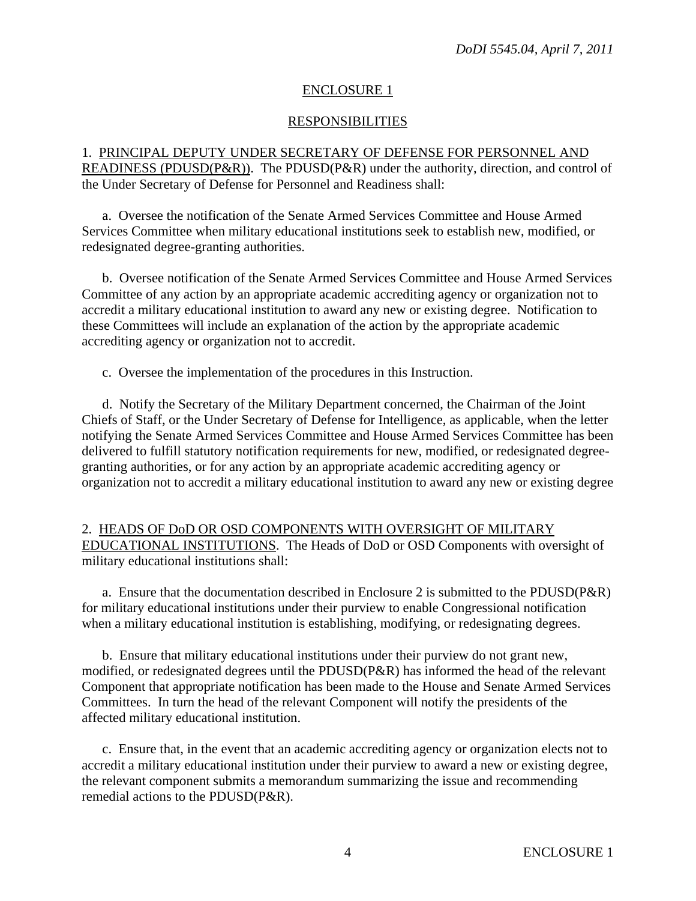## ENCLOSURE 1

## RESPONSIBILITIES

1. PRINCIPAL DEPUTY UNDER SECRETARY OF DEFENSE FOR PERSONNEL AND READINESS (PDUSD(P&R)). The PDUSD(P&R) under the authority, direction, and control of the Under Secretary of Defense for Personnel and Readiness shall:

   a. Oversee the notification of the Senate Armed Services Committee and House Armed Services Committee when military educational institutions seek to establish new, modified, or redesignated degree-granting authorities.

   b. Oversee notification of the Senate Armed Services Committee and House Armed Services Committee of any action by an appropriate academic accrediting agency or organization not to accredit a military educational institution to award any new or existing degree. Notification to these Committees will include an explanation of the action by the appropriate academic accrediting agency or organization not to accredit.

   c. Oversee the implementation of the procedures in this Instruction.

   d. Notify the Secretary of the Military Department concerned, the Chairman of the Joint Chiefs of Staff, or the Under Secretary of Defense for Intelligence, as applicable, when the letter notifying the Senate Armed Services Committee and House Armed Services Committee has been delivered to fulfill statutory notification requirements for new, modified, or redesignated degree-granting authorities, or for any action by an appropriate academic accrediting agency or organization not to accredit a military educational institution to award any new or existing degree

2. HEADS OF DoD OR OSD COMPONENTS WITH OVERSIGHT OF MILITARY EDUCATIONAL INSTITUTIONS. The Heads of DoD or OSD Components with oversight of military educational institutions shall:

   a. Ensure that the documentation described in Enclosure 2 is submitted to the PDUSD(P&R) for military educational institutions under their purview to enable Congressional notification when a military educational institution is establishing, modifying, or redesignating degrees.

   b. Ensure that military educational institutions under their purview do not grant new, modified, or redesignated degrees until the PDUSD(P&R) has informed the head of the relevant Component that appropriate notification has been made to the House and Senate Armed Services Committees. In turn the head of the relevant Component will notify the presidents of the affected military educational institution.

   c. Ensure that, in the event that an academic accrediting agency or organization elects not to accredit a military educational institution under their purview to award a new or existing degree, the relevant component submits a memorandum summarizing the issue and recommending remedial actions to the PDUSD(P&R).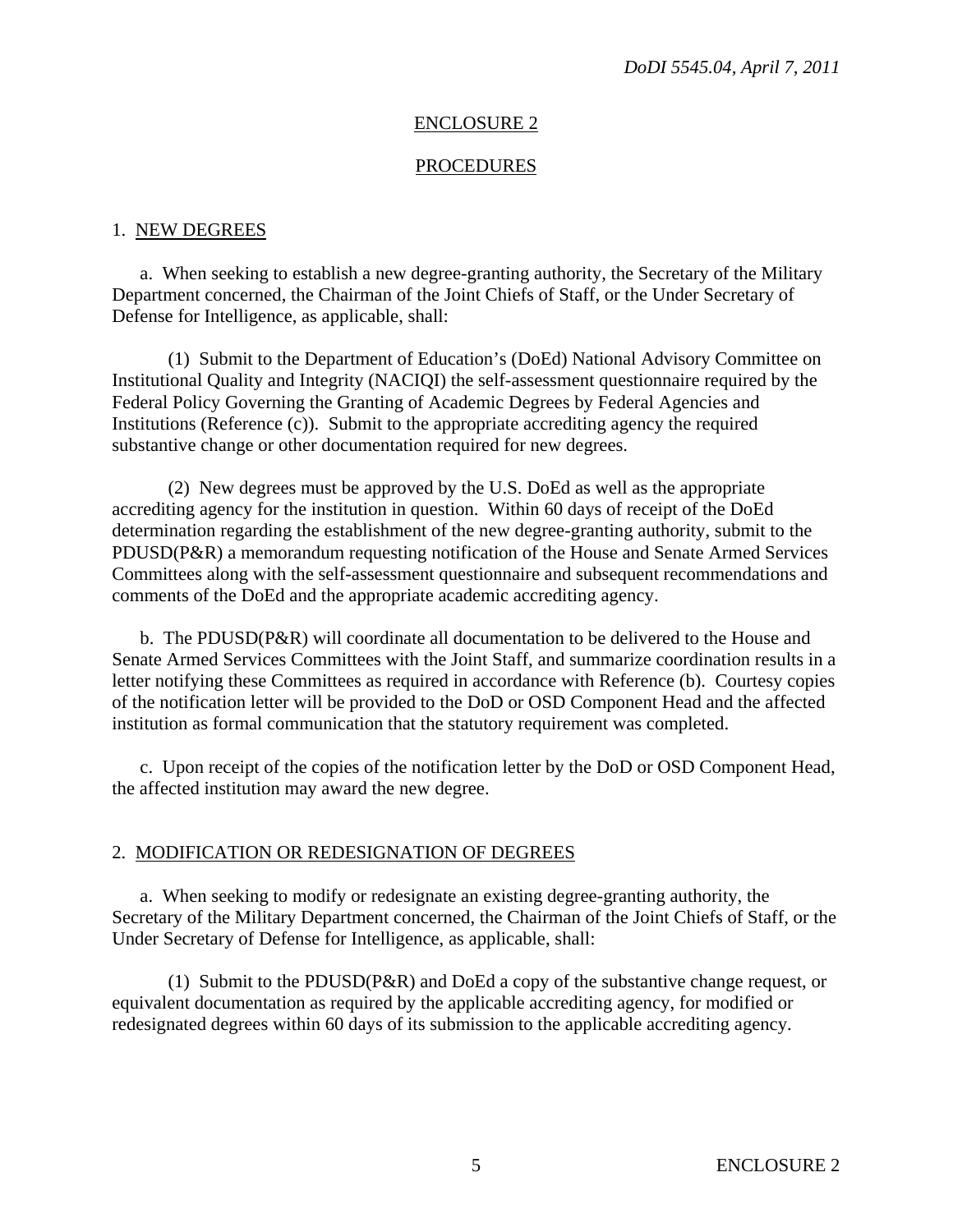## ENCLOSURE 2

## PROCEDURES

### 1. NEW DEGREES

a. When seeking to establish a new degree-granting authority, the Secretary of the Military Department concerned, the Chairman of the Joint Chiefs of Staff, or the Under Secretary of Defense for Intelligence, as applicable, shall:

(1) Submit to the Department of Education's (DoEd) National Advisory Committee on Institutional Quality and Integrity (NACIQI) the self-assessment questionnaire required by the Federal Policy Governing the Granting of Academic Degrees by Federal Agencies and Institutions (Reference (c)). Submit to the appropriate accrediting agency the required substantive change or other documentation required for new degrees.

(2) New degrees must be approved by the U.S. DoEd as well as the appropriate accrediting agency for the institution in question. Within 60 days of receipt of the DoEd determination regarding the establishment of the new degree-granting authority, submit to the PDUSD(P&R) a memorandum requesting notification of the House and Senate Armed Services Committees along with the self-assessment questionnaire and subsequent recommendations and comments of the DoEd and the appropriate academic accrediting agency.

b. The PDUSD(P&R) will coordinate all documentation to be delivered to the House and Senate Armed Services Committees with the Joint Staff, and summarize coordination results in a letter notifying these Committees as required in accordance with Reference (b). Courtesy copies of the notification letter will be provided to the DoD or OSD Component Head and the affected institution as formal communication that the statutory requirement was completed.

c. Upon receipt of the copies of the notification letter by the DoD or OSD Component Head, the affected institution may award the new degree.

### 2. MODIFICATION OR REDESIGNATION OF DEGREES

a. When seeking to modify or redesignate an existing degree-granting authority, the Secretary of the Military Department concerned, the Chairman of the Joint Chiefs of Staff, or the Under Secretary of Defense for Intelligence, as applicable, shall:

(1) Submit to the PDUSD(P&R) and DoEd a copy of the substantive change request, or equivalent documentation as required by the applicable accrediting agency, for modified or redesignated degrees within 60 days of its submission to the applicable accrediting agency.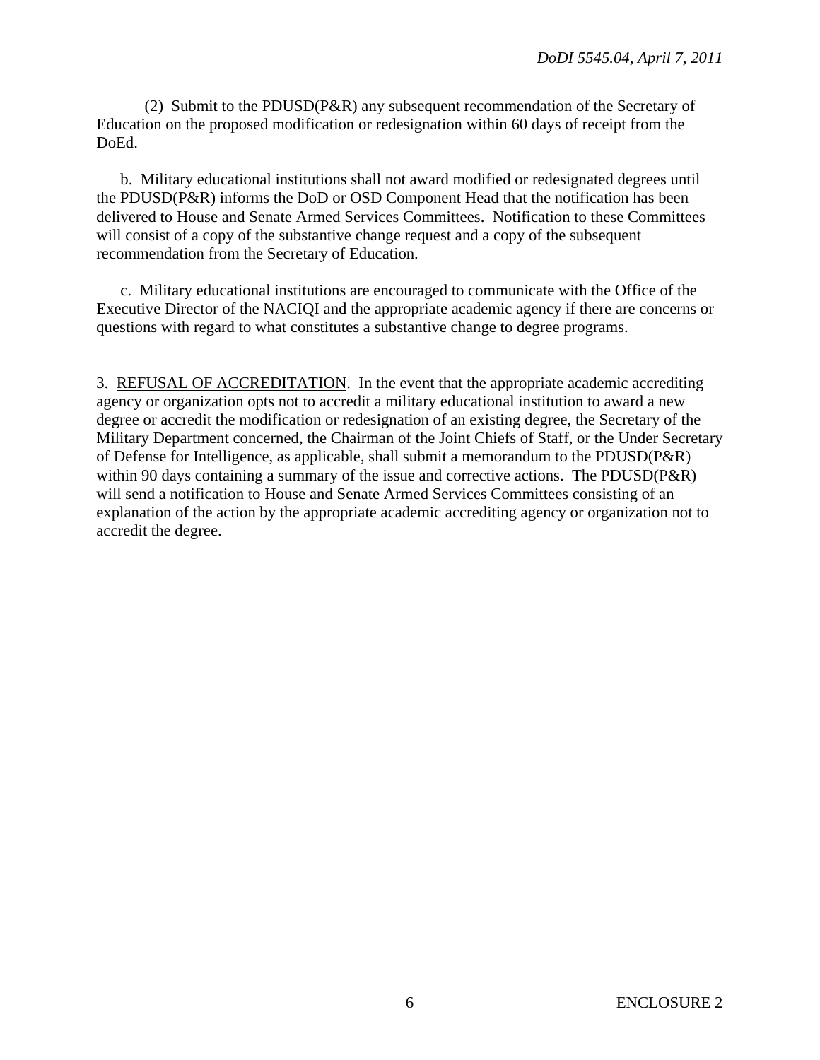(2) Submit to the PDUSD(P&R) any subsequent recommendation of the Secretary of Education on the proposed modification or redesignation within 60 days of receipt from the DoEd.

b. Military educational institutions shall not award modified or redesignated degrees until the PDUSD(P&R) informs the DoD or OSD Component Head that the notification has been delivered to House and Senate Armed Services Committees. Notification to these Committees will consist of a copy of the substantive change request and a copy of the subsequent recommendation from the Secretary of Education.

c. Military educational institutions are encouraged to communicate with the Office of the Executive Director of the NACIQI and the appropriate academic agency if there are concerns or questions with regard to what constitutes a substantive change to degree programs.

3. REFUSAL OF ACCREDITATION. In the event that the appropriate academic accrediting agency or organization opts not to accredit a military educational institution to award a new degree or accredit the modification or redesignation of an existing degree, the Secretary of the Military Department concerned, the Chairman of the Joint Chiefs of Staff, or the Under Secretary of Defense for Intelligence, as applicable, shall submit a memorandum to the PDUSD(P&R) within 90 days containing a summary of the issue and corrective actions. The PDUSD(P&R) will send a notification to House and Senate Armed Services Committees consisting of an explanation of the action by the appropriate academic accrediting agency or organization not to accredit the degree.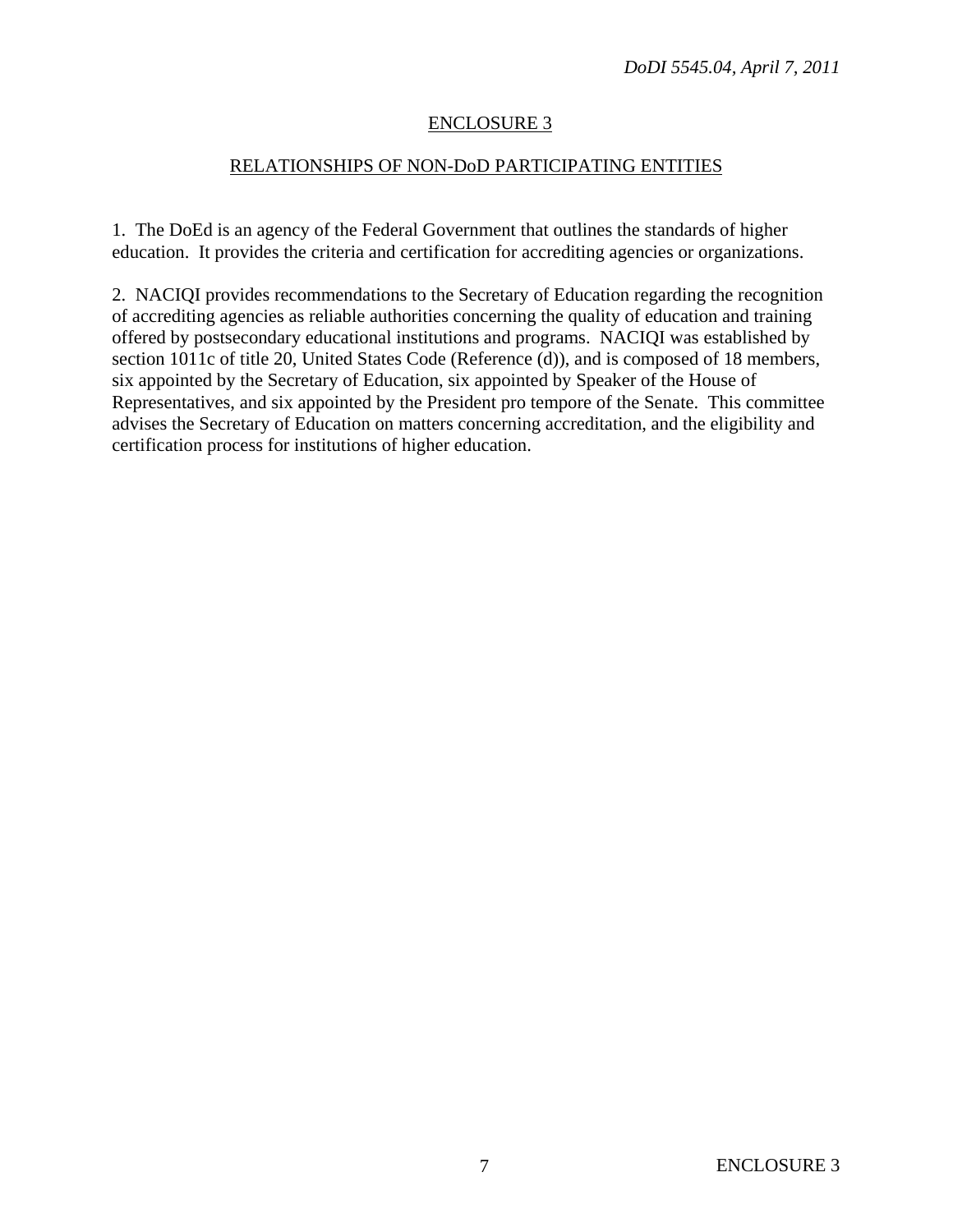## ENCLOSURE 3

## RELATIONSHIPS OF NON-DoD PARTICIPATING ENTITIES

1. The DoEd is an agency of the Federal Government that outlines the standards of higher education. It provides the criteria and certification for accrediting agencies or organizations.

2. NACIQI provides recommendations to the Secretary of Education regarding the recognition of accrediting agencies as reliable authorities concerning the quality of education and training offered by postsecondary educational institutions and programs. NACIQI was established by section 1011c of title 20, United States Code (Reference (d)), and is composed of 18 members, six appointed by the Secretary of Education, six appointed by Speaker of the House of Representatives, and six appointed by the President pro tempore of the Senate. This committee advises the Secretary of Education on matters concerning accreditation, and the eligibility and certification process for institutions of higher education.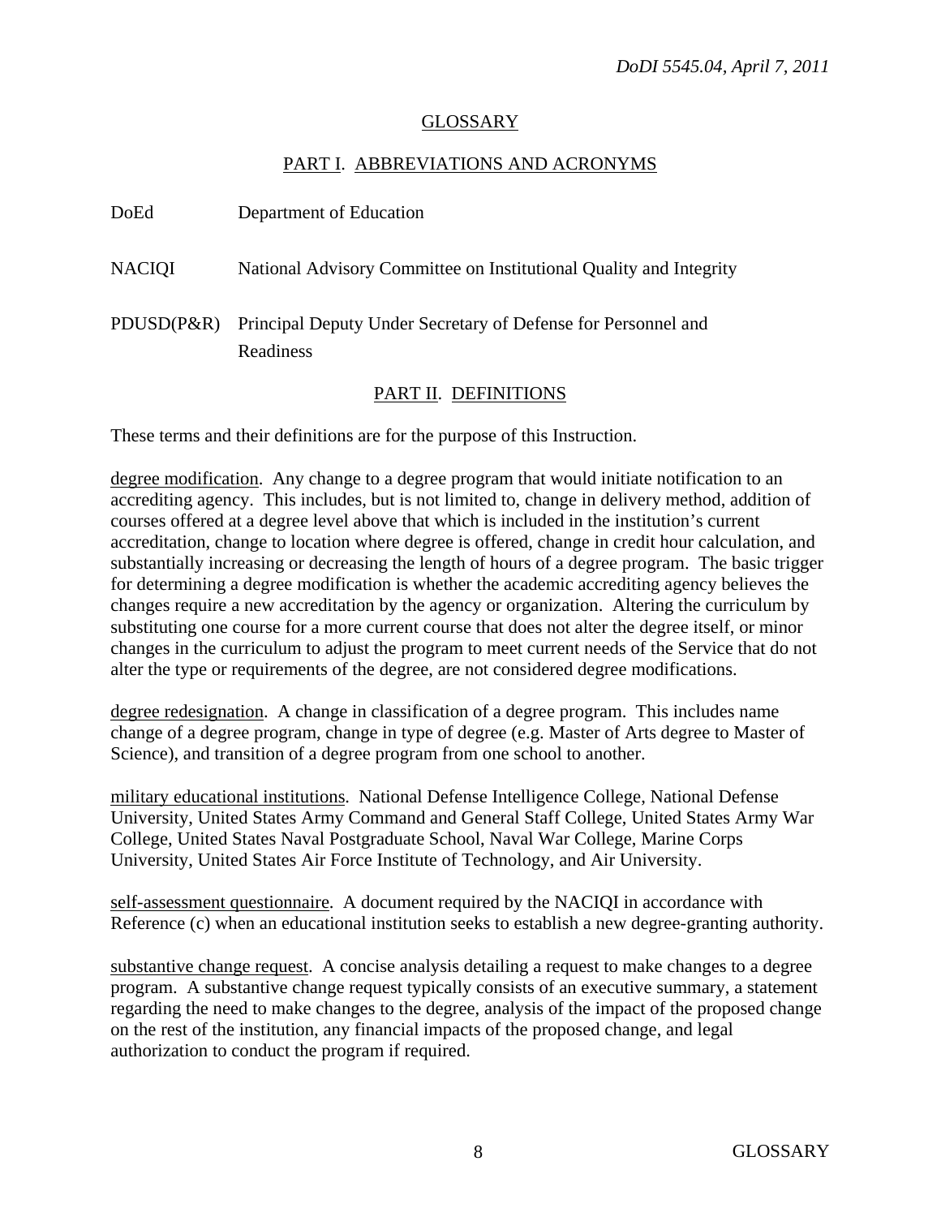## GLOSSARY

### PART I. ABBREVIATIONS AND ACRONYMS

| | |
|---|---|
| DoEd | Department of Education |
| NACIQI | National Advisory Committee on Institutional Quality and Integrity |
| PDUSD(P&R) | Principal Deputy Under Secretary of Defense for Personnel and Readiness |

### PART II. DEFINITIONS

These terms and their definitions are for the purpose of this Instruction.

degree modification. Any change to a degree program that would initiate notification to an accrediting agency. This includes, but is not limited to, change in delivery method, addition of courses offered at a degree level above that which is included in the institution's current accreditation, change to location where degree is offered, change in credit hour calculation, and substantially increasing or decreasing the length of hours of a degree program. The basic trigger for determining a degree modification is whether the academic accrediting agency believes the changes require a new accreditation by the agency or organization. Altering the curriculum by substituting one course for a more current course that does not alter the degree itself, or minor changes in the curriculum to adjust the program to meet current needs of the Service that do not alter the type or requirements of the degree, are not considered degree modifications.

degree redesignation. A change in classification of a degree program. This includes name change of a degree program, change in type of degree (e.g. Master of Arts degree to Master of Science), and transition of a degree program from one school to another.

military educational institutions. National Defense Intelligence College, National Defense University, United States Army Command and General Staff College, United States Army War College, United States Naval Postgraduate School, Naval War College, Marine Corps University, United States Air Force Institute of Technology, and Air University.

self-assessment questionnaire. A document required by the NACIQI in accordance with Reference (c) when an educational institution seeks to establish a new degree-granting authority.

substantive change request. A concise analysis detailing a request to make changes to a degree program. A substantive change request typically consists of an executive summary, a statement regarding the need to make changes to the degree, analysis of the impact of the proposed change on the rest of the institution, any financial impacts of the proposed change, and legal authorization to conduct the program if required.